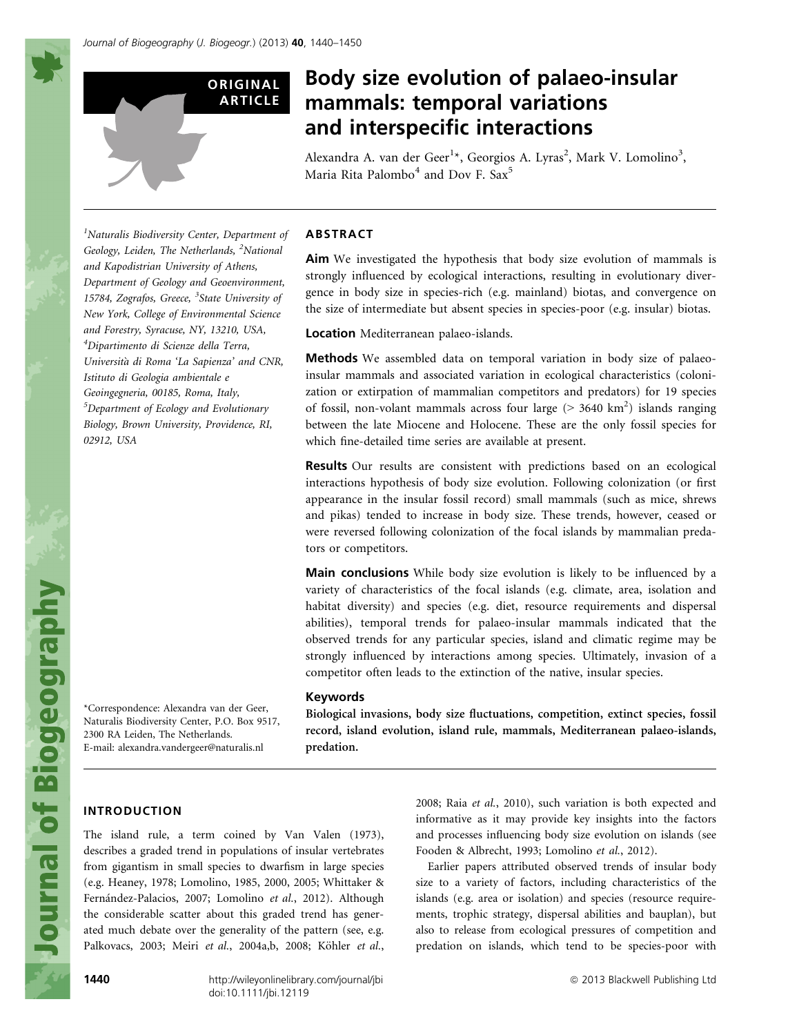ORIGINAL ARTICLE

# Body size evolution of palaeo-insular mammals: temporal variations and interspecific interactions

Alexandra A. van der Geer[1]*, Georgios A. Lyras[2], Mark V. Lomolino[3], Maria Rita Palombo[4] and Dov F. Sax[5]

[1]Naturalis Biodiversity Center, Department of Geology, Leiden, The Netherlands, [2]National and Kapodistrian University of Athens, Department of Geology and Geoenvironment, 15784, Zografos, Greece, [3]State University of New York, College of Environmental Science and Forestry, Syracuse, NY, 13210, USA, [4]Dipartimento di Scienze della Terra, Università di Roma 'La Sapienza' and CNR, Istituto di Geologia ambientale e Geoingegneria, 00185, Roma, Italy, [5]Department of Ecology and Evolutionary Biology, Brown University, Providence, RI, 02912, USA

*Correspondence: Alexandra van der Geer, Naturalis Biodiversity Center, P.O. Box 9517, 2300 RA Leiden, The Netherlands.
E-mail: alexandra.vandergeer@naturalis.nl

## ABSTRACT

**Aim** We investigated the hypothesis that body size evolution of mammals is strongly influenced by ecological interactions, resulting in evolutionary divergence in body size in species-rich (e.g. mainland) biotas, and convergence on the size of intermediate but absent species in species-poor (e.g. insular) biotas.

**Location** Mediterranean palaeo-islands.

**Methods** We assembled data on temporal variation in body size of palaeo-insular mammals and associated variation in ecological characteristics (colonization or extirpation of mammalian competitors and predators) for 19 species of fossil, non-volant mammals across four large (> 3640 km$^2$) islands ranging between the late Miocene and Holocene. These are the only fossil species for which fine-detailed time series are available at present.

**Results** Our results are consistent with predictions based on an ecological interactions hypothesis of body size evolution. Following colonization (or first appearance in the insular fossil record) small mammals (such as mice, shrews and pikas) tended to increase in body size. These trends, however, ceased or were reversed following colonization of the focal islands by mammalian predators or competitors.

**Main conclusions** While body size evolution is likely to be influenced by a variety of characteristics of the focal islands (e.g. climate, area, isolation and habitat diversity) and species (e.g. diet, resource requirements and dispersal abilities), temporal trends for palaeo-insular mammals indicated that the observed trends for any particular species, island and climatic regime may be strongly influenced by interactions among species. Ultimately, invasion of a competitor often leads to the extinction of the native, insular species.

### Keywords

**Biological invasions, body size fluctuations, competition, extinct species, fossil record, island evolution, island rule, mammals, Mediterranean palaeo-islands, predation.**

## INTRODUCTION

The island rule, a term coined by Van Valen (1973), describes a graded trend in populations of insular vertebrates from gigantism in small species to dwarfism in large species (e.g. Heaney, 1978; Lomolino, 1985, 2000, 2005; Whittaker & Fernández-Palacios, 2007; Lomolino *et al.*, 2012). Although the considerable scatter about this graded trend has generated much debate over the generality of the pattern (see, e.g. Palkovacs, 2003; Meiri *et al.*, 2004a,b, 2008; Köhler *et al.*, 2008; Raia *et al.*, 2010), such variation is both expected and informative as it may provide key insights into the factors and processes influencing body size evolution on islands (see Fooden & Albrecht, 1993; Lomolino *et al.*, 2012).

Earlier papers attributed observed trends of insular body size to a variety of factors, including characteristics of the islands (e.g. area or isolation) and species (resource requirements, trophic strategy, dispersal abilities and bauplan), but also to release from ecological pressures of competition and predation on islands, which tend to be species-poor with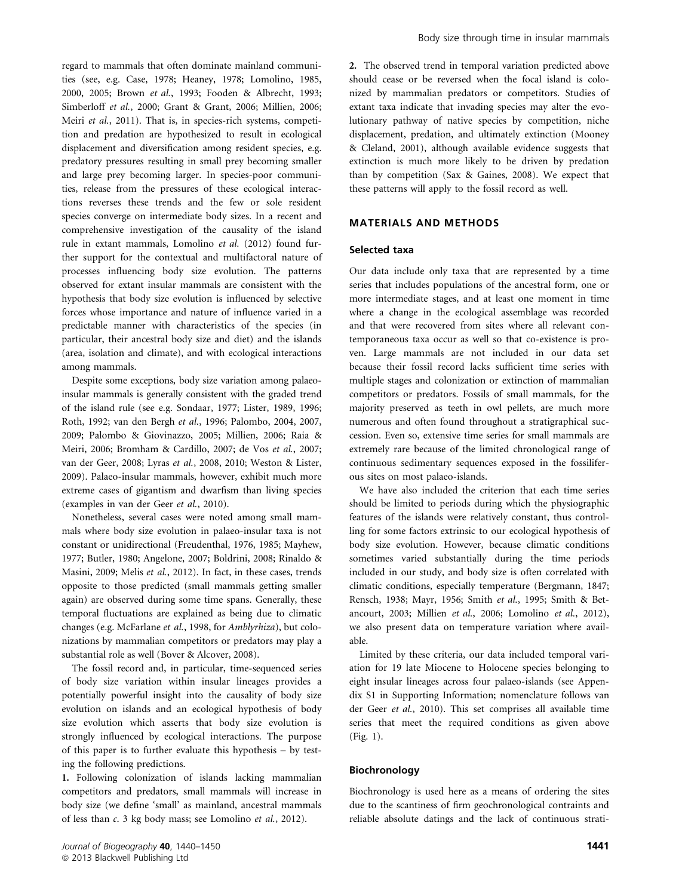regard to mammals that often dominate mainland communities (see, e.g. Case, 1978; Heaney, 1978; Lomolino, 1985, 2000, 2005; Brown *et al.*, 1993; Fooden & Albrecht, 1993; Simberloff *et al.*, 2000; Grant & Grant, 2006; Millien, 2006; Meiri *et al.*, 2011). That is, in species-rich systems, competition and predation are hypothesized to result in ecological displacement and diversification among resident species, e.g. predatory pressures resulting in small prey becoming smaller and large prey becoming larger. In species-poor communities, release from the pressures of these ecological interactions reverses these trends and the few or sole resident species converge on intermediate body sizes. In a recent and comprehensive investigation of the causality of the island rule in extant mammals, Lomolino *et al.* (2012) found further support for the contextual and multifactoral nature of processes influencing body size evolution. The patterns observed for extant insular mammals are consistent with the hypothesis that body size evolution is influenced by selective forces whose importance and nature of influence varied in a predictable manner with characteristics of the species (in particular, their ancestral body size and diet) and the islands (area, isolation and climate), and with ecological interactions among mammals.

Despite some exceptions, body size variation among palaeo-insular mammals is generally consistent with the graded trend of the island rule (see e.g. Sondaar, 1977; Lister, 1989, 1996; Roth, 1992; van den Bergh *et al.*, 1996; Palombo, 2004, 2007, 2009; Palombo & Giovinazzo, 2005; Millien, 2006; Raia & Meiri, 2006; Bromham & Cardillo, 2007; de Vos *et al.*, 2007; van der Geer, 2008; Lyras *et al.*, 2008, 2010; Weston & Lister, 2009). Palaeo-insular mammals, however, exhibit much more extreme cases of gigantism and dwarfism than living species (examples in van der Geer *et al.*, 2010).

Nonetheless, several cases were noted among small mammals where body size evolution in palaeo-insular taxa is not constant or unidirectional (Freudenthal, 1976, 1985; Mayhew, 1977; Butler, 1980; Angelone, 2007; Boldrini, 2008; Rinaldo & Masini, 2009; Melis *et al.*, 2012). In fact, in these cases, trends opposite to those predicted (small mammals getting smaller again) are observed during some time spans. Generally, these temporal fluctuations are explained as being due to climatic changes (e.g. McFarlane *et al.*, 1998, for *Amblyrhiza*), but colonizations by mammalian competitors or predators may play a substantial role as well (Bover & Alcover, 2008).

The fossil record and, in particular, time-sequenced series of body size variation within insular lineages provides a potentially powerful insight into the causality of body size evolution on islands and an ecological hypothesis of body size evolution which asserts that body size evolution is strongly influenced by ecological interactions. The purpose of this paper is to further evaluate this hypothesis – by testing the following predictions.

**1.** Following colonization of islands lacking mammalian competitors and predators, small mammals will increase in body size (we define 'small' as mainland, ancestral mammals of less than *c.* 3 kg body mass; see Lomolino *et al.*, 2012).

**2.** The observed trend in temporal variation predicted above should cease or be reversed when the focal island is colonized by mammalian predators or competitors. Studies of extant taxa indicate that invading species may alter the evolutionary pathway of native species by competition, niche displacement, predation, and ultimately extinction (Mooney & Cleland, 2001), although available evidence suggests that extinction is much more likely to be driven by predation than by competition (Sax & Gaines, 2008). We expect that these patterns will apply to the fossil record as well.

## MATERIALS AND METHODS

### Selected taxa

Our data include only taxa that are represented by a time series that includes populations of the ancestral form, one or more intermediate stages, and at least one moment in time where a change in the ecological assemblage was recorded and that were recovered from sites where all relevant contemporaneous taxa occur as well so that co-existence is proven. Large mammals are not included in our data set because their fossil record lacks sufficient time series with multiple stages and colonization or extinction of mammalian competitors or predators. Fossils of small mammals, for the majority preserved as teeth in owl pellets, are much more numerous and often found throughout a stratigraphical succession. Even so, extensive time series for small mammals are extremely rare because of the limited chronological range of continuous sedimentary sequences exposed in the fossiliferous sites on most palaeo-islands.

We have also included the criterion that each time series should be limited to periods during which the physiographic features of the islands were relatively constant, thus controlling for some factors extrinsic to our ecological hypothesis of body size evolution. However, because climatic conditions sometimes varied substantially during the time periods included in our study, and body size is often correlated with climatic conditions, especially temperature (Bergmann, 1847; Rensch, 1938; Mayr, 1956; Smith *et al.*, 1995; Smith & Betancourt, 2003; Millien *et al.*, 2006; Lomolino *et al.*, 2012), we also present data on temperature variation where available.

Limited by these criteria, our data included temporal variation for 19 late Miocene to Holocene species belonging to eight insular lineages across four palaeo-islands (see Appendix S1 in Supporting Information; nomenclature follows van der Geer *et al.*, 2010). This set comprises all available time series that meet the required conditions as given above (Fig. 1).

### Biochronology

Biochronology is used here as a means of ordering the sites due to the scantiness of firm geochronological contraints and reliable absolute datings and the lack of continuous strati-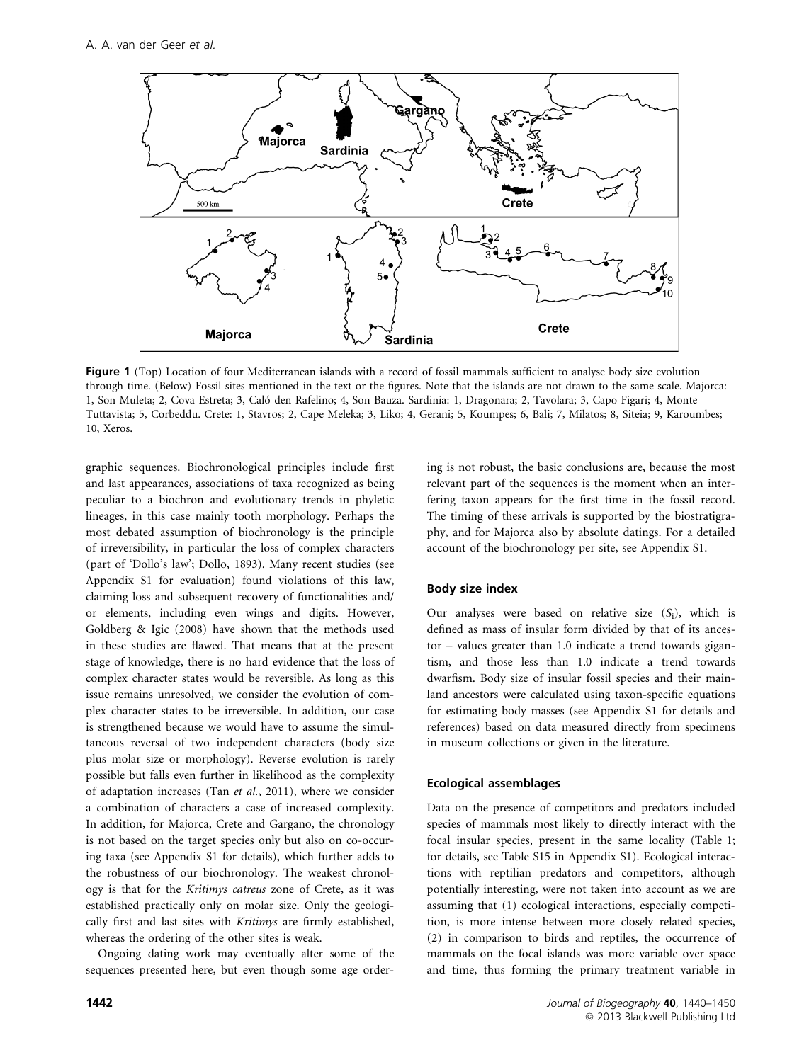**Figure 1** (Top) Location of four Mediterranean islands with a record of fossil mammals sufficient to analyse body size evolution through time. (Below) Fossil sites mentioned in the text or the figures. Note that the islands are not drawn to the same scale. Majorca: 1, Son Muleta; 2, Cova Estreta; 3, Caló den Rafelino; 4, Son Bauza. Sardinia: 1, Dragonara; 2, Tavolara; 3, Capo Figari; 4, Monte Tuttavista; 5, Corbeddu. Crete: 1, Stavros; 2, Cape Meleka; 3, Liko; 4, Gerani; 5, Koumpes; 6, Bali; 7, Milatos; 8, Siteia; 9, Karoumbes; 10, Xeros.

graphic sequences. Biochronological principles include first and last appearances, associations of taxa recognized as being peculiar to a biochron and evolutionary trends in phyletic lineages, in this case mainly tooth morphology. Perhaps the most debated assumption of biochronology is the principle of irreversibility, in particular the loss of complex characters (part of 'Dollo's law'; Dollo, 1893). Many recent studies (see Appendix S1 for evaluation) found violations of this law, claiming loss and subsequent recovery of functionalities and/or elements, including even wings and digits. However, Goldberg & Igic (2008) have shown that the methods used in these studies are flawed. That means that at the present stage of knowledge, there is no hard evidence that the loss of complex character states would be reversible. As long as this issue remains unresolved, we consider the evolution of complex character states to be irreversible. In addition, our case is strengthened because we would have to assume the simultaneous reversal of two independent characters (body size plus molar size or morphology). Reverse evolution is rarely possible but falls even further in likelihood as the complexity of adaptation increases (Tan *et al.*, 2011), where we consider a combination of characters a case of increased complexity. In addition, for Majorca, Crete and Gargano, the chronology is not based on the target species only but also on co-occuring taxa (see Appendix S1 for details), which further adds to the robustness of our biochronology. The weakest chronology is that for the *Kritimys catreus* zone of Crete, as it was established practically only on molar size. Only the geologically first and last sites with *Kritimys* are firmly established, whereas the ordering of the other sites is weak.

Ongoing dating work may eventually alter some of the sequences presented here, but even though some age ordering is not robust, the basic conclusions are, because the most relevant part of the sequences is the moment when an interfering taxon appears for the first time in the fossil record. The timing of these arrivals is supported by the biostratigraphy, and for Majorca also by absolute datings. For a detailed account of the biochronology per site, see Appendix S1.

### Body size index

Our analyses were based on relative size ($S_i$), which is defined as mass of insular form divided by that of its ancestor – values greater than 1.0 indicate a trend towards gigantism, and those less than 1.0 indicate a trend towards dwarfism. Body size of insular fossil species and their mainland ancestors were calculated using taxon-specific equations for estimating body masses (see Appendix S1 for details and references) based on data measured directly from specimens in museum collections or given in the literature.

### Ecological assemblages

Data on the presence of competitors and predators included species of mammals most likely to directly interact with the focal insular species, present in the same locality (Table 1; for details, see Table S15 in Appendix S1). Ecological interactions with reptilian predators and competitors, although potentially interesting, were not taken into account as we are assuming that (1) ecological interactions, especially competition, is more intense between more closely related species, (2) in comparison to birds and reptiles, the occurrence of mammals on the focal islands was more variable over space and time, thus forming the primary treatment variable in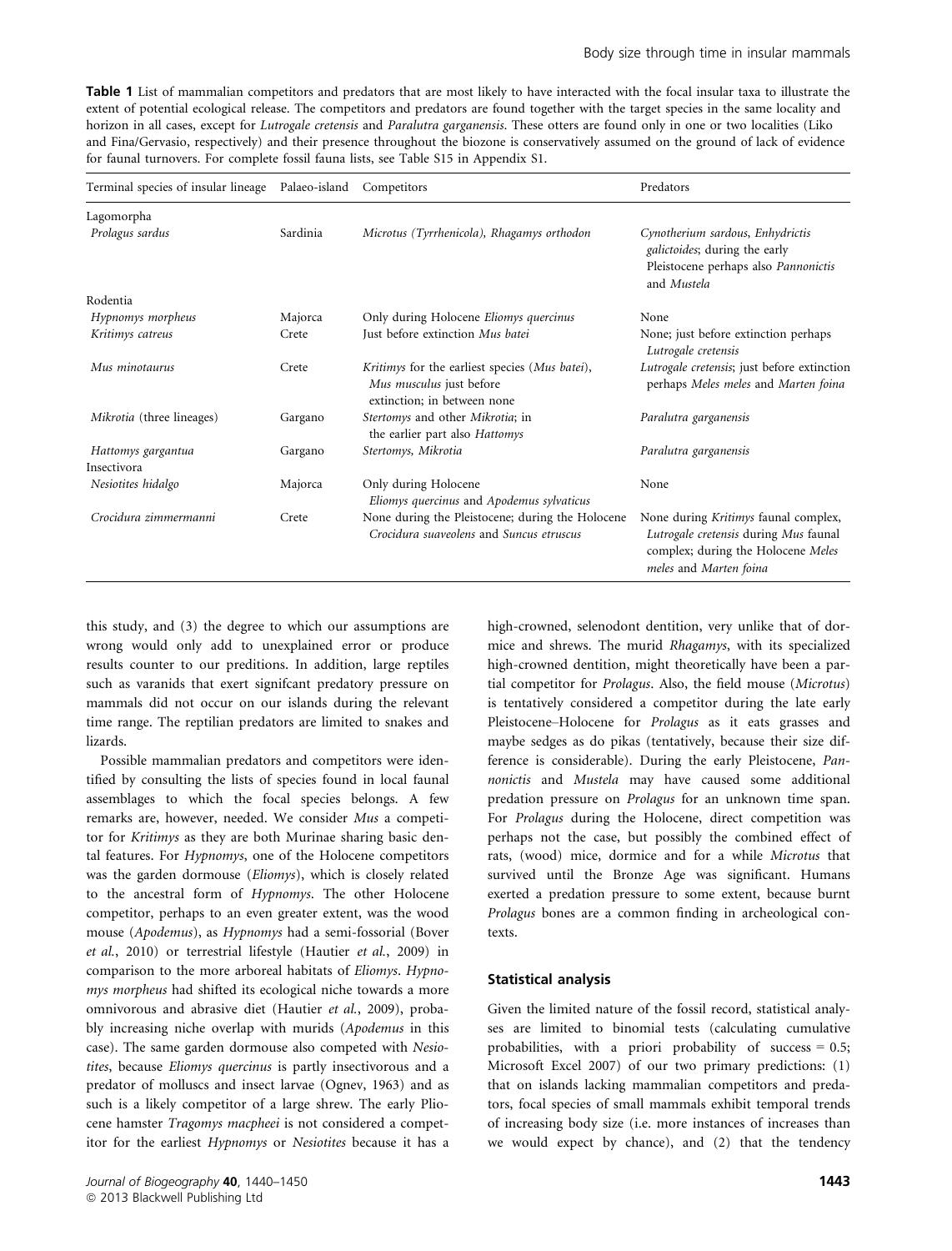**Table 1** List of mammalian competitors and predators that are most likely to have interacted with the focal insular taxa to illustrate the extent of potential ecological release. The competitors and predators are found together with the target species in the same locality and horizon in all cases, except for *Lutrogale cretensis* and *Paralutra garganensis*. These otters are found only in one or two localities (Liko and Fina/Gervasio, respectively) and their presence throughout the biozone is conservatively assumed on the ground of lack of evidence for faunal turnovers. For complete fossil fauna lists, see Table S15 in Appendix S1.

| Terminal species of insular lineage | Palaeo-island | Competitors | Predators |
|---|---|---|---|
| Lagomorpha | | | |
| *Prolagus sardus* | Sardinia | *Microtus (Tyrrhenicola), Rhagamys orthodon* | *Cynotherium sardous, Enhydrictis galictoides*; during the early Pleistocene perhaps also *Pannonictis* and *Mustela* |
| Rodentia | | | |
| *Hypnomys morpheus* | Majorca | Only during Holocene *Eliomys quercinus* | None |
| *Kritimys catreus* | Crete | Just before extinction *Mus batei* | None; just before extinction perhaps *Lutrogale cretensis* |
| *Mus minotaurus* | Crete | *Kritimys* for the earliest species (*Mus batei*), *Mus musculus* just before extinction; in between none | *Lutrogale cretensis*; just before extinction perhaps *Meles meles* and *Marten foina* |
| *Mikrotia* (three lineages) | Gargano | *Stertomys* and other *Mikrotia*; in the earlier part also *Hattomys* | *Paralutra garganensis* |
| *Hattomys gargantua* | Gargano | *Stertomys, Mikrotia* | *Paralutra garganensis* |
| Insectivora | | | |
| *Nesiotites hidalgo* | Majorca | Only during Holocene *Eliomys quercinus* and *Apodemus sylvaticus* | None |
| *Crocidura zimmermanni* | Crete | None during the Pleistocene; during the Holocene *Crocidura suaveolens* and *Suncus etruscus* | None during *Kritimys* faunal complex, *Lutrogale cretensis* during *Mus* faunal complex; during the Holocene *Meles meles* and *Marten foina* |

this study, and (3) the degree to which our assumptions are wrong would only add to unexplained error or produce results counter to our preditions. In addition, large reptiles such as varanids that exert signifcant predatory pressure on mammals did not occur on our islands during the relevant time range. The reptilian predators are limited to snakes and lizards.

Possible mammalian predators and competitors were identified by consulting the lists of species found in local faunal assemblages to which the focal species belongs. A few remarks are, however, needed. We consider *Mus* a competitor for *Kritimys* as they are both Murinae sharing basic dental features. For *Hypnomys*, one of the Holocene competitors was the garden dormouse (*Eliomys*), which is closely related to the ancestral form of *Hypnomys*. The other Holocene competitor, perhaps to an even greater extent, was the wood mouse (*Apodemus*), as *Hypnomys* had a semi-fossorial (Bover *et al.*, 2010) or terrestrial lifestyle (Hautier *et al.*, 2009) in comparison to the more arboreal habitats of *Eliomys*. *Hypnomys morpheus* had shifted its ecological niche towards a more omnivorous and abrasive diet (Hautier *et al.*, 2009), probably increasing niche overlap with murids (*Apodemus* in this case). The same garden dormouse also competed with *Nesiotites*, because *Eliomys quercinus* is partly insectivorous and a predator of molluscs and insect larvae (Ognev, 1963) and as such is a likely competitor of a large shrew. The early Pliocene hamster *Tragomys macpheei* is not considered a competitor for the earliest *Hypnomys* or *Nesiotites* because it has a high-crowned, selenodont dentition, very unlike that of dormice and shrews. The murid *Rhagamys*, with its specialized high-crowned dentition, might theoretically have been a partial competitor for *Prolagus*. Also, the field mouse (*Microtus*) is tentatively considered a competitor during the late early Pleistocene–Holocene for *Prolagus* as it eats grasses and maybe sedges as do pikas (tentatively, because their size difference is considerable). During the early Pleistocene, *Pannonictis* and *Mustela* may have caused some additional predation pressure on *Prolagus* for an unknown time span. For *Prolagus* during the Holocene, direct competition was perhaps not the case, but possibly the combined effect of rats, (wood) mice, dormice and for a while *Microtus* that survived until the Bronze Age was significant. Humans exerted a predation pressure to some extent, because burnt *Prolagus* bones are a common finding in archeological contexts.

### Statistical analysis

Given the limited nature of the fossil record, statistical analyses are limited to binomial tests (calculating cumulative probabilities, with a priori probability of success = 0.5; Microsoft Excel 2007) of our two primary predictions: (1) that on islands lacking mammalian competitors and predators, focal species of small mammals exhibit temporal trends of increasing body size (i.e. more instances of increases than we would expect by chance), and (2) that the tendency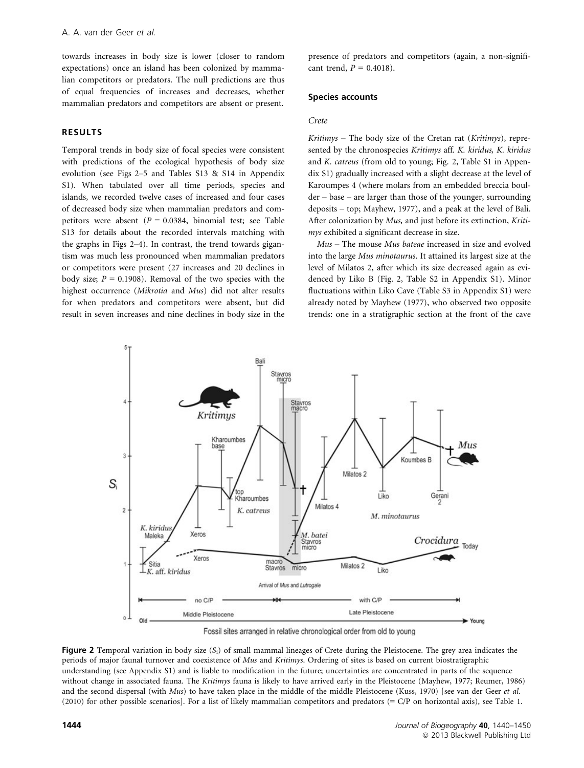towards increases in body size is lower (closer to random expectations) once an island has been colonized by mammalian competitors or predators. The null predictions are thus of equal frequencies of increases and decreases, whether mammalian predators and competitors are absent or present.

## RESULTS

Temporal trends in body size of focal species were consistent with predictions of the ecological hypothesis of body size evolution (see Figs 2–5 and Tables S13 & S14 in Appendix S1). When tabulated over all time periods, species and islands, we recorded twelve cases of increased and four cases of decreased body size when mammalian predators and competitors were absent ($P = 0.0384$, binomial test; see Table S13 for details about the recorded intervals matching with the graphs in Figs 2–4). In contrast, the trend towards gigantism was much less pronounced when mammalian predators or competitors were present (27 increases and 20 declines in body size; $P = 0.1908$). Removal of the two species with the highest occurrence (*Mikrotia* and *Mus*) did not alter results for when predators and competitors were absent, but did result in seven increases and nine declines in body size in the presence of predators and competitors (again, a non-significant trend, $P = 0.4018$).

### Species accounts

#### Crete

*Kritimys* – The body size of the Cretan rat (*Kritimys*), represented by the chronospecies *Kritimys* aff. *K. kiridus*, *K. kiridus* and *K. catreus* (from old to young; Fig. 2, Table S1 in Appendix S1) gradually increased with a slight decrease at the level of Karoumpes 4 (where molars from an embedded breccia boulder – base – are larger than those of the younger, surrounding deposits – top; Mayhew, 1977), and a peak at the level of Bali. After colonization by *Mus*, and just before its extinction, *Kritimys* exhibited a significant decrease in size.

*Mus* – The mouse *Mus bateae* increased in size and evolved into the large *Mus minotaurus*. It attained its largest size at the level of Milatos 2, after which its size decreased again as evidenced by Liko B (Fig. 2, Table S2 in Appendix S1). Minor fluctuations within Liko Cave (Table S3 in Appendix S1) were already noted by Mayhew (1977), who observed two opposite trends: one in a stratigraphic section at the front of the cave

**Figure 2** Temporal variation in body size ($S_i$) of small mammal lineages of Crete during the Pleistocene. The grey area indicates the periods of major faunal turnover and coexistence of *Mus* and *Kritimys*. Ordering of sites is based on current biostratigraphic understanding (see Appendix S1) and is liable to modification in the future; uncertainties are concentrated in parts of the sequence without change in associated fauna. The *Kritimys* fauna is likely to have arrived early in the Pleistocene (Mayhew, 1977; Reumer, 1986) and the second dispersal (with *Mus*) to have taken place in the middle of the middle Pleistocene (Kuss, 1970) [see van der Geer *et al.* (2010) for other possible scenarios]. For a list of likely mammalian competitors and predators (= C/P on horizontal axis), see Table 1.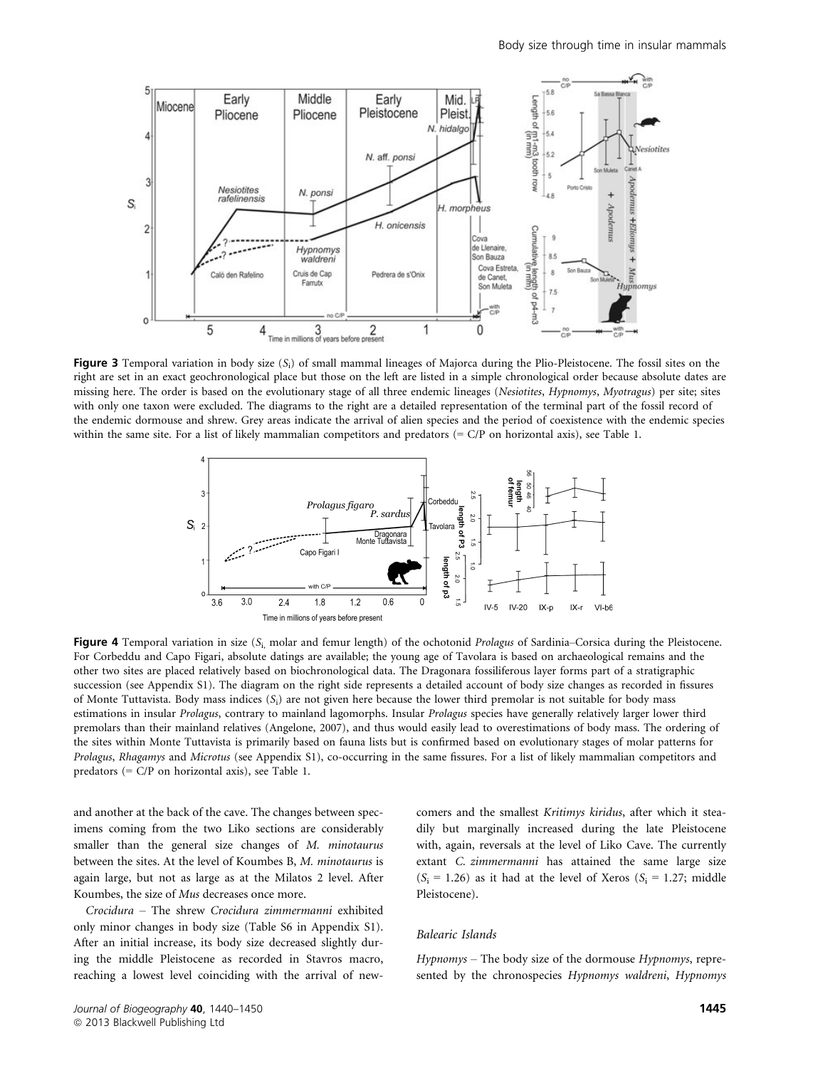**Figure 3** Temporal variation in body size ($S_i$) of small mammal lineages of Majorca during the Plio-Pleistocene. The fossil sites on the right are set in an exact geochronological place but those on the left are listed in a simple chronological order because absolute dates are missing here. The order is based on the evolutionary stage of all three endemic lineages (*Nesiotites*, *Hypnomys*, *Myotragus*) per site; sites with only one taxon were excluded. The diagrams to the right are a detailed representation of the terminal part of the fossil record of the endemic dormouse and shrew. Grey areas indicate the arrival of alien species and the period of coexistence with the endemic species within the same site. For a list of likely mammalian competitors and predators (= C/P on horizontal axis), see Table 1.

**Figure 4** Temporal variation in size ($S_i$, molar and femur length) of the ochotonid *Prolagus* of Sardinia–Corsica during the Pleistocene. For Corbeddu and Capo Figari, absolute datings are available; the young age of Tavolara is based on archaeological remains and the other two sites are placed relatively based on biochronological data. The Dragonara fossiliferous layer forms part of a stratigraphic succession (see Appendix S1). The diagram on the right side represents a detailed account of body size changes as recorded in fissures of Monte Tuttavista. Body mass indices ($S_i$) are not given here because the lower third premolar is not suitable for body mass estimations in insular *Prolagus*, contrary to mainland lagomorphs. Insular *Prolagus* species have generally relatively larger lower third premolars than their mainland relatives (Angelone, 2007), and thus would easily lead to overestimations of body mass. The ordering of the sites within Monte Tuttavista is primarily based on fauna lists but is confirmed based on evolutionary stages of molar patterns for *Prolagus*, *Rhagamys* and *Microtus* (see Appendix S1), co-occurring in the same fissures. For a list of likely mammalian competitors and predators (= C/P on horizontal axis), see Table 1.

and another at the back of the cave. The changes between specimens coming from the two Liko sections are considerably smaller than the general size changes of *M. minotaurus* between the sites. At the level of Koumbes B, *M. minotaurus* is again large, but not as large as at the Milatos 2 level. After Koumbes, the size of *Mus* decreases once more.

*Crocidura* – The shrew *Crocidura zimmermanni* exhibited only minor changes in body size (Table S6 in Appendix S1). After an initial increase, its body size decreased slightly during the middle Pleistocene as recorded in Stavros macro, reaching a lowest level coinciding with the arrival of newcomers and the smallest *Kritimys kiridus*, after which it steadily but marginally increased during the late Pleistocene with, again, reversals at the level of Liko Cave. The currently extant *C. zimmermanni* has attained the same large size ($S_i$ = 1.26) as it had at the level of Xeros ($S_i$ = 1.27; middle Pleistocene).

### Balearic Islands

*Hypnomys* – The body size of the dormouse *Hypnomys*, represented by the chronospecies *Hypnomys waldreni*, *Hypnomys*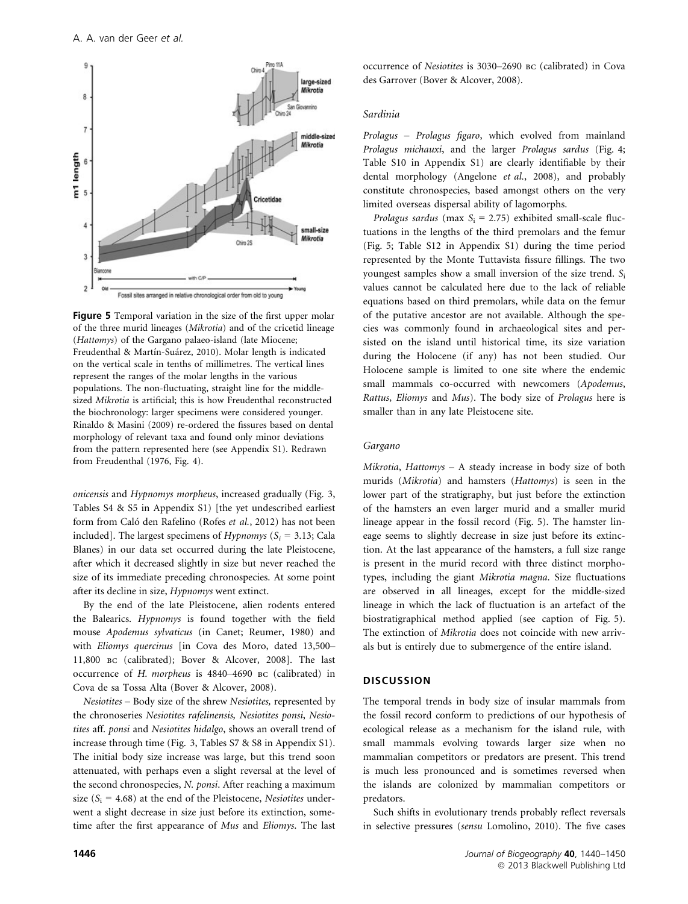**Figure 5** Temporal variation in the size of the first upper molar of the three murid lineages (*Mikrotia*) and of the cricetid lineage (*Hattomys*) of the Gargano palaeo-island (late Miocene; Freudenthal & Martín-Suárez, 2010). Molar length is indicated on the vertical scale in tenths of millimetres. The vertical lines represent the ranges of the molar lengths in the various populations. The non-fluctuating, straight line for the middle-sized *Mikrotia* is artificial; this is how Freudenthal reconstructed the biochronology: larger specimens were considered younger. Rinaldo & Masini (2009) re-ordered the fissures based on dental morphology of relevant taxa and found only minor deviations from the pattern represented here (see Appendix S1). Redrawn from Freudenthal (1976, Fig. 4).

*onicensis* and *Hypnomys morpheus*, increased gradually (Fig. 3, Tables S4 & S5 in Appendix S1) [the yet undescribed earliest form from Caló den Rafelino (Rofes *et al.*, 2012) has not been included]. The largest specimens of *Hypnomys* ($S_i$ = 3.13; Cala Blanes) in our data set occurred during the late Pleistocene, after which it decreased slightly in size but never reached the size of its immediate preceding chronospecies. At some point after its decline in size, *Hypnomys* went extinct.

By the end of the late Pleistocene, alien rodents entered the Balearics. *Hypnomys* is found together with the field mouse *Apodemus sylvaticus* (in Canet; Reumer, 1980) and with *Eliomys quercinus* [in Cova des Moro, dated 13,500–11,800 BC (calibrated); Bover & Alcover, 2008]. The last occurrence of *H. morpheus* is 4840–4690 BC (calibrated) in Cova de sa Tossa Alta (Bover & Alcover, 2008).

*Nesiotites* – Body size of the shrew *Nesiotites*, represented by the chronoseries *Nesiotites rafelinensis*, *Nesiotites ponsi*, *Nesiotites* aff. *ponsi* and *Nesiotites hidalgo*, shows an overall trend of increase through time (Fig. 3, Tables S7 & S8 in Appendix S1). The initial body size increase was large, but this trend soon attenuated, with perhaps even a slight reversal at the level of the second chronospecies, *N. ponsi*. After reaching a maximum size ($S_i$ = 4.68) at the end of the Pleistocene, *Nesiotites* underwent a slight decrease in size just before its extinction, sometime after the first appearance of *Mus* and *Eliomys*. The last occurrence of *Nesiotites* is 3030–2690 BC (calibrated) in Cova des Garrover (Bover & Alcover, 2008).

### Sardinia

*Prolagus* – *Prolagus figaro*, which evolved from mainland *Prolagus michauxi*, and the larger *Prolagus sardus* (Fig. 4; Table S10 in Appendix S1) are clearly identifiable by their dental morphology (Angelone *et al.*, 2008), and probably constitute chronospecies, based amongst others on the very limited overseas dispersal ability of lagomorphs.

*Prolagus sardus* (max $S_i$ = 2.75) exhibited small-scale fluctuations in the lengths of the third premolars and the femur (Fig. 5; Table S12 in Appendix S1) during the time period represented by the Monte Tuttavista fissure fillings. The two youngest samples show a small inversion of the size trend. $S_i$ values cannot be calculated here due to the lack of reliable equations based on third premolars, while data on the femur of the putative ancestor are not available. Although the species was commonly found in archaeological sites and persisted on the island until historical time, its size variation during the Holocene (if any) has not been studied. Our Holocene sample is limited to one site where the endemic small mammals co-occurred with newcomers (*Apodemus*, *Rattus*, *Eliomys* and *Mus*). The body size of *Prolagus* here is smaller than in any late Pleistocene site.

### Gargano

*Mikrotia*, *Hattomys* – A steady increase in body size of both murids (*Mikrotia*) and hamsters (*Hattomys*) is seen in the lower part of the stratigraphy, but just before the extinction of the hamsters an even larger murid and a smaller murid lineage appear in the fossil record (Fig. 5). The hamster lineage seems to slightly decrease in size just before its extinction. At the last appearance of the hamsters, a full size range is present in the murid record with three distinct morphotypes, including the giant *Mikrotia magna*. Size fluctuations are observed in all lineages, except for the middle-sized lineage in which the lack of fluctuation is an artefact of the biostratigraphical method applied (see caption of Fig. 5). The extinction of *Mikrotia* does not coincide with new arrivals but is entirely due to submergence of the entire island.

## DISCUSSION

The temporal trends in body size of insular mammals from the fossil record conform to predictions of our hypothesis of ecological release as a mechanism for the island rule, with small mammals evolving towards larger size when no mammalian competitors or predators are present. This trend is much less pronounced and is sometimes reversed when the islands are colonized by mammalian competitors or predators.

Such shifts in evolutionary trends probably reflect reversals in selective pressures (*sensu* Lomolino, 2010). The five cases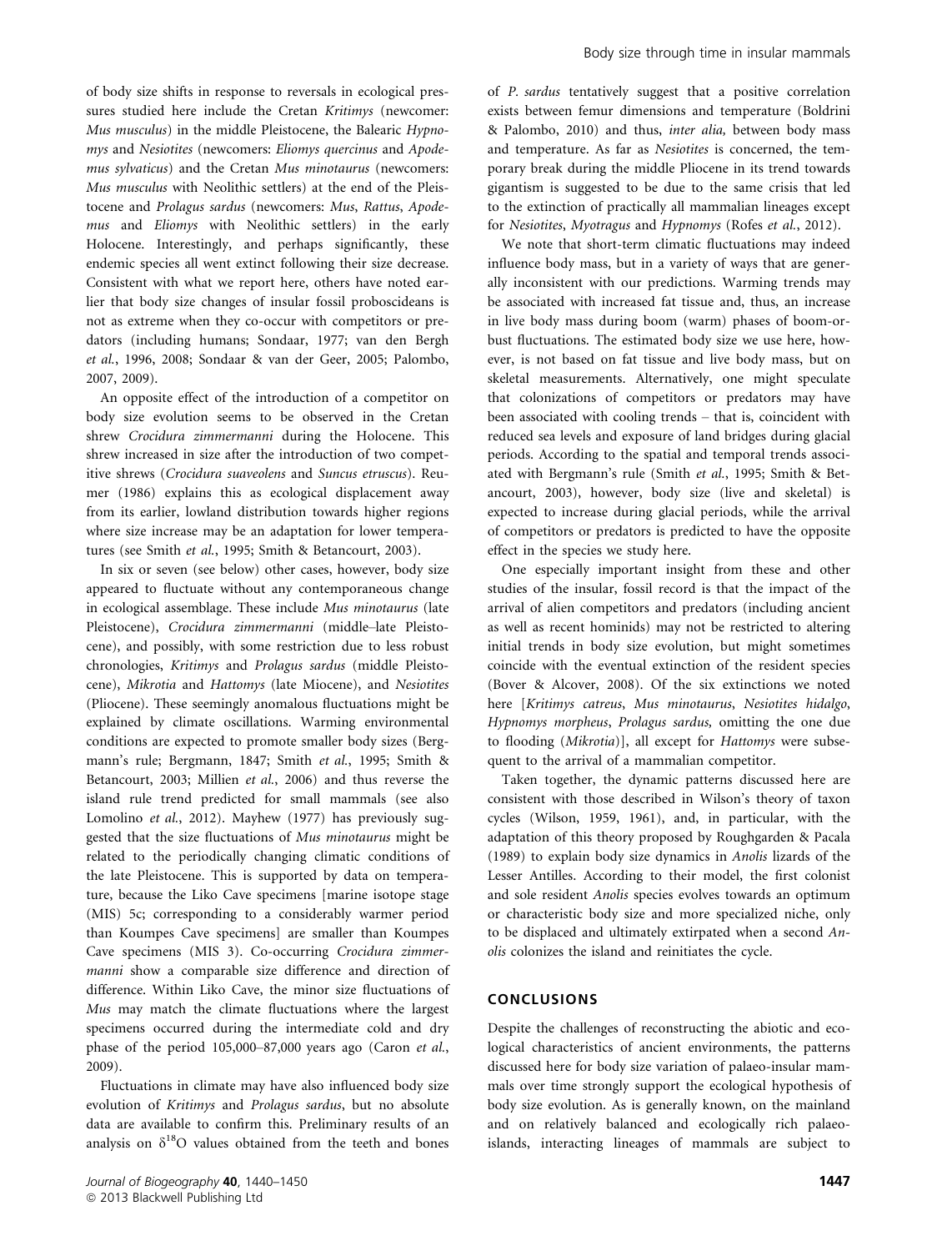of body size shifts in response to reversals in ecological pressures studied here include the Cretan *Kritimys* (newcomer: *Mus musculus*) in the middle Pleistocene, the Balearic *Hypnomys* and *Nesiotites* (newcomers: *Eliomys quercinus* and *Apodemus sylvaticus*) and the Cretan *Mus minotaurus* (newcomers: *Mus musculus* with Neolithic settlers) at the end of the Pleistocene and *Prolagus sardus* (newcomers: *Mus*, *Rattus*, *Apodemus* and *Eliomys* with Neolithic settlers) in the early Holocene. Interestingly, and perhaps significantly, these endemic species all went extinct following their size decrease. Consistent with what we report here, others have noted earlier that body size changes of insular fossil proboscideans is not as extreme when they co-occur with competitors or predators (including humans; Sondaar, 1977; van den Bergh *et al.*, 1996, 2008; Sondaar & van der Geer, 2005; Palombo, 2007, 2009).

An opposite effect of the introduction of a competitor on body size evolution seems to be observed in the Cretan shrew *Crocidura zimmermanni* during the Holocene. This shrew increased in size after the introduction of two competitive shrews (*Crocidura suaveolens* and *Suncus etruscus*). Reumer (1986) explains this as ecological displacement away from its earlier, lowland distribution towards higher regions where size increase may be an adaptation for lower temperatures (see Smith *et al.*, 1995; Smith & Betancourt, 2003).

In six or seven (see below) other cases, however, body size appeared to fluctuate without any contemporaneous change in ecological assemblage. These include *Mus minotaurus* (late Pleistocene), *Crocidura zimmermanni* (middle–late Pleistocene), and possibly, with some restriction due to less robust chronologies, *Kritimys* and *Prolagus sardus* (middle Pleistocene), *Mikrotia* and *Hattomys* (late Miocene), and *Nesiotites* (Pliocene). These seemingly anomalous fluctuations might be explained by climate oscillations. Warming environmental conditions are expected to promote smaller body sizes (Bergmann's rule; Bergmann, 1847; Smith *et al.*, 1995; Smith & Betancourt, 2003; Millien *et al.*, 2006) and thus reverse the island rule trend predicted for small mammals (see also Lomolino *et al.*, 2012). Mayhew (1977) has previously suggested that the size fluctuations of *Mus minotaurus* might be related to the periodically changing climatic conditions of the late Pleistocene. This is supported by data on temperature, because the Liko Cave specimens [marine isotope stage (MIS) 5c; corresponding to a considerably warmer period than Koumpes Cave specimens] are smaller than Koumpes Cave specimens (MIS 3). Co-occurring *Crocidura zimmermanni* show a comparable size difference and direction of difference. Within Liko Cave, the minor size fluctuations of *Mus* may match the climate fluctuations where the largest specimens occurred during the intermediate cold and dry phase of the period 105,000–87,000 years ago (Caron *et al.*, 2009).

Fluctuations in climate may have also influenced body size evolution of *Kritimys* and *Prolagus sardus*, but no absolute data are available to confirm this. Preliminary results of an analysis on $\delta^{18}O$ values obtained from the teeth and bones of *P. sardus* tentatively suggest that a positive correlation exists between femur dimensions and temperature (Boldrini & Palombo, 2010) and thus, *inter alia,* between body mass and temperature. As far as *Nesiotites* is concerned, the temporary break during the middle Pliocene in its trend towards gigantism is suggested to be due to the same crisis that led to the extinction of practically all mammalian lineages except for *Nesiotites*, *Myotragus* and *Hypnomys* (Rofes *et al.*, 2012).

We note that short-term climatic fluctuations may indeed influence body mass, but in a variety of ways that are generally inconsistent with our predictions. Warming trends may be associated with increased fat tissue and, thus, an increase in live body mass during boom (warm) phases of boom-or-bust fluctuations. The estimated body size we use here, however, is not based on fat tissue and live body mass, but on skeletal measurements. Alternatively, one might speculate that colonizations of competitors or predators may have been associated with cooling trends – that is, coincident with reduced sea levels and exposure of land bridges during glacial periods. According to the spatial and temporal trends associated with Bergmann's rule (Smith *et al.*, 1995; Smith & Betancourt, 2003), however, body size (live and skeletal) is expected to increase during glacial periods, while the arrival of competitors or predators is predicted to have the opposite effect in the species we study here.

One especially important insight from these and other studies of the insular, fossil record is that the impact of the arrival of alien competitors and predators (including ancient as well as recent hominids) may not be restricted to altering initial trends in body size evolution, but might sometimes coincide with the eventual extinction of the resident species (Bover & Alcover, 2008). Of the six extinctions we noted here [*Kritimys catreus*, *Mus minotaurus*, *Nesiotites hidalgo*, *Hypnomys morpheus*, *Prolagus sardus,* omitting the one due to flooding (*Mikrotia*)], all except for *Hattomys* were subsequent to the arrival of a mammalian competitor.

Taken together, the dynamic patterns discussed here are consistent with those described in Wilson's theory of taxon cycles (Wilson, 1959, 1961), and, in particular, with the adaptation of this theory proposed by Roughgarden & Pacala (1989) to explain body size dynamics in *Anolis* lizards of the Lesser Antilles. According to their model, the first colonist and sole resident *Anolis* species evolves towards an optimum or characteristic body size and more specialized niche, only to be displaced and ultimately extirpated when a second *Anolis* colonizes the island and reinitiates the cycle.

## CONCLUSIONS

Despite the challenges of reconstructing the abiotic and ecological characteristics of ancient environments, the patterns discussed here for body size variation of palaeo-insular mammals over time strongly support the ecological hypothesis of body size evolution. As is generally known, on the mainland and on relatively balanced and ecologically rich palaeo-islands, interacting lineages of mammals are subject to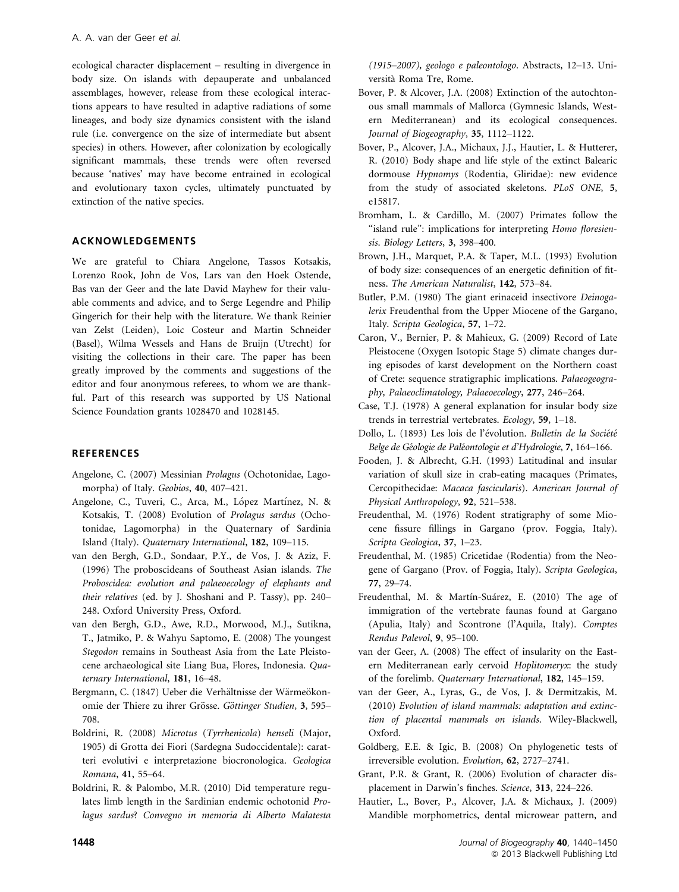ecological character displacement – resulting in divergence in body size. On islands with depauperate and unbalanced assemblages, however, release from these ecological interactions appears to have resulted in adaptive radiations of some lineages, and body size dynamics consistent with the island rule (i.e. convergence on the size of intermediate but absent species) in others. However, after colonization by ecologically significant mammals, these trends were often reversed because 'natives' may have become entrained in ecological and evolutionary taxon cycles, ultimately punctuated by extinction of the native species.

## ACKNOWLEDGEMENTS

We are grateful to Chiara Angelone, Tassos Kotsakis, Lorenzo Rook, John de Vos, Lars van den Hoek Ostende, Bas van der Geer and the late David Mayhew for their valuable comments and advice, and to Serge Legendre and Philip Gingerich for their help with the literature. We thank Reinier van Zelst (Leiden), Loic Costeur and Martin Schneider (Basel), Wilma Wessels and Hans de Bruijn (Utrecht) for visiting the collections in their care. The paper has been greatly improved by the comments and suggestions of the editor and four anonymous referees, to whom we are thankful. Part of this research was supported by US National Science Foundation grants 1028470 and 1028145.

## REFERENCES

Angelone, C. (2007) Messinian *Prolagus* (Ochotonidae, Lagomorpha) of Italy. *Geobios*, **40**, 407–421.

Angelone, C., Tuveri, C., Arca, M., López Martínez, N. & Kotsakis, T. (2008) Evolution of *Prolagus sardus* (Ochotonidae, Lagomorpha) in the Quaternary of Sardinia Island (Italy). *Quaternary International*, **182**, 109–115.

van den Bergh, G.D., Sondaar, P.Y., de Vos, J. & Aziz, F. (1996) The proboscideans of Southeast Asian islands. *The Proboscidea: evolution and palaeoecology of elephants and their relatives* (ed. by J. Shoshani and P. Tassy), pp. 240–248. Oxford University Press, Oxford.

van den Bergh, G.D., Awe, R.D., Morwood, M.J., Sutikna, T., Jatmiko, P. & Wahyu Saptomo, E. (2008) The youngest *Stegodon* remains in Southeast Asia from the Late Pleistocene archaeological site Liang Bua, Flores, Indonesia. *Quaternary International*, **181**, 16–48.

Bergmann, C. (1847) Ueber die Verhältnisse der Wärmeökonomie der Thiere zu ihrer Grösse. *Göttinger Studien*, **3**, 595–708.

Boldrini, R. (2008) *Microtus* (*Tyrrhenicola*) *henseli* (Major, 1905) di Grotta dei Fiori (Sardegna Sudoccidentale): caratteri evolutivi e interpretazione biocronologica. *Geologica Romana*, **41**, 55–64.

Boldrini, R. & Palombo, M.R. (2010) Did temperature regulates limb length in the Sardinian endemic ochotonid *Prolagus sardus*? *Convegno in memoria di Alberto Malatesta (1915–2007), geologo e paleontologo*. Abstracts, 12–13. Università Roma Tre, Rome.

Bover, P. & Alcover, J.A. (2008) Extinction of the autochtonous small mammals of Mallorca (Gymnesic Islands, Western Mediterranean) and its ecological consequences. *Journal of Biogeography*, **35**, 1112–1122.

Bover, P., Alcover, J.A., Michaux, J.J., Hautier, L. & Hutterer, R. (2010) Body shape and life style of the extinct Balearic dormouse *Hypnomys* (Rodentia, Gliridae): new evidence from the study of associated skeletons. *PLoS ONE*, **5**, e15817.

Bromham, L. & Cardillo, M. (2007) Primates follow the "island rule": implications for interpreting *Homo floresiensis*. *Biology Letters*, **3**, 398–400.

Brown, J.H., Marquet, P.A. & Taper, M.L. (1993) Evolution of body size: consequences of an energetic definition of fitness. *The American Naturalist*, **142**, 573–84.

Butler, P.M. (1980) The giant erinaceid insectivore *Deinogalerix* Freudenthal from the Upper Miocene of the Gargano, Italy. *Scripta Geologica*, **57**, 1–72.

Caron, V., Bernier, P. & Mahieux, G. (2009) Record of Late Pleistocene (Oxygen Isotopic Stage 5) climate changes during episodes of karst development on the Northern coast of Crete: sequence stratigraphic implications. *Palaeogeography, Palaeoclimatology, Palaeoecology*, **277**, 246–264.

Case, T.J. (1978) A general explanation for insular body size trends in terrestrial vertebrates. *Ecology*, **59**, 1–18.

Dollo, L. (1893) Les lois de l'évolution. *Bulletin de la Société Belge de Géologie de Paléontologie et d'Hydrologie*, **7**, 164–166.

Fooden, J. & Albrecht, G.H. (1993) Latitudinal and insular variation of skull size in crab-eating macaques (Primates, Cercopithecidae: *Macaca fascicularis*). *American Journal of Physical Anthropology*, **92**, 521–538.

Freudenthal, M. (1976) Rodent stratigraphy of some Miocene fissure fillings in Gargano (prov. Foggia, Italy). *Scripta Geologica*, **37**, 1–23.

Freudenthal, M. (1985) Cricetidae (Rodentia) from the Neogene of Gargano (Prov. of Foggia, Italy). *Scripta Geologica*, **77**, 29–74.

Freudenthal, M. & Martín-Suárez, E. (2010) The age of immigration of the vertebrate faunas found at Gargano (Apulia, Italy) and Scontrone (l'Aquila, Italy). *Comptes Rendus Palevol*, **9**, 95–100.

van der Geer, A. (2008) The effect of insularity on the Eastern Mediterranean early cervoid *Hoplitomeryx*: the study of the forelimb. *Quaternary International*, **182**, 145–159.

van der Geer, A., Lyras, G., de Vos, J. & Dermitzakis, M. (2010) *Evolution of island mammals: adaptation and extinction of placental mammals on islands*. Wiley-Blackwell, Oxford.

Goldberg, E.E. & Igic, B. (2008) On phylogenetic tests of irreversible evolution. *Evolution*, **62**, 2727–2741.

Grant, P.R. & Grant, R. (2006) Evolution of character displacement in Darwin's finches. *Science*, **313**, 224–226.

Hautier, L., Bover, P., Alcover, J.A. & Michaux, J. (2009) Mandible morphometrics, dental microwear pattern, and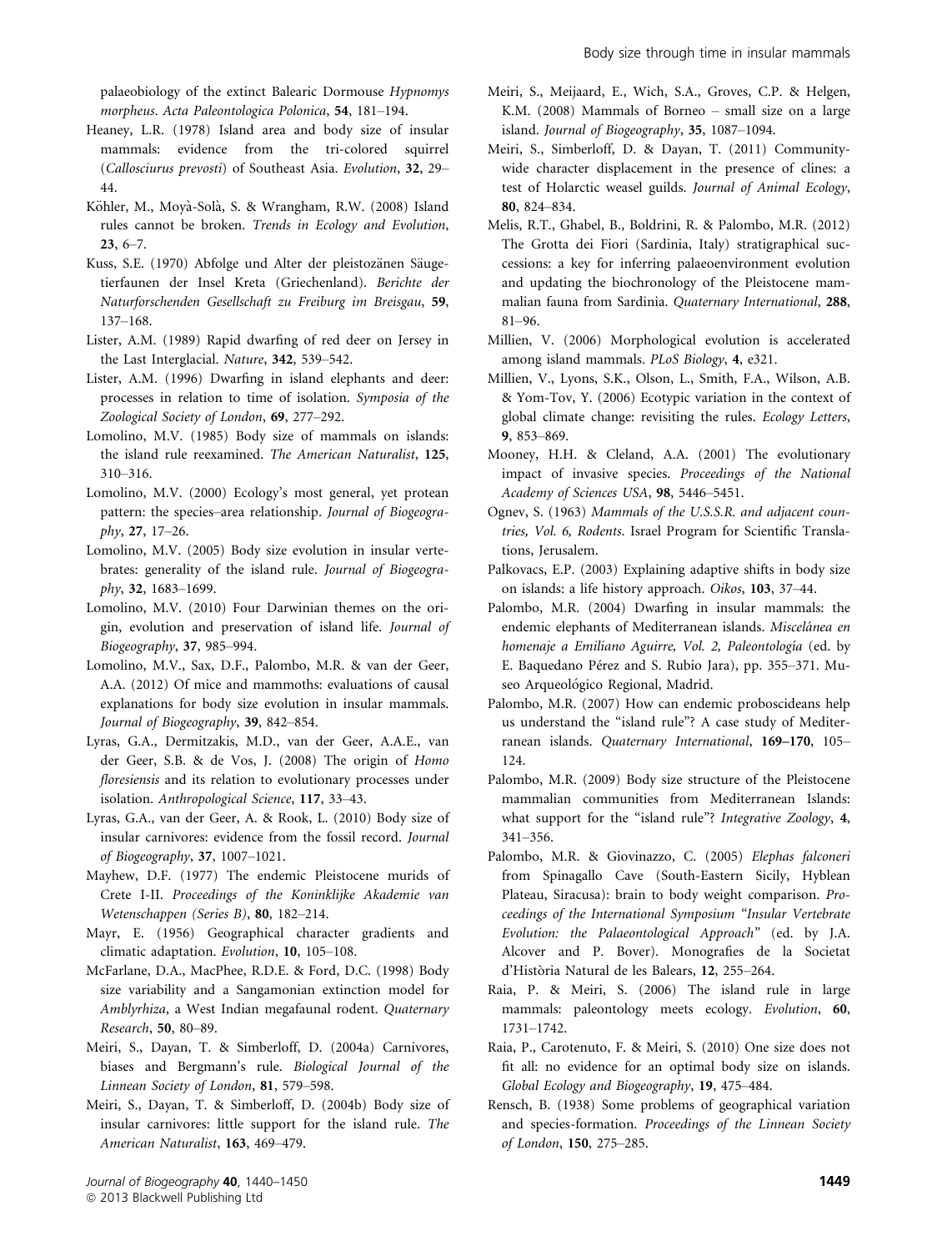palaeobiology of the extinct Balearic Dormouse *Hypnomys morpheus*. *Acta Paleontologica Polonica*, **54**, 181–194.

Heaney, L.R. (1978) Island area and body size of insular mammals: evidence from the tri-colored squirrel (*Callosciurus prevosti*) of Southeast Asia. *Evolution*, **32**, 29–44.

Köhler, M., Moyà-Solà, S. & Wrangham, R.W. (2008) Island rules cannot be broken. *Trends in Ecology and Evolution*, **23**, 6–7.

Kuss, S.E. (1970) Abfolge und Alter der pleistozänen Säugetierfaunen der Insel Kreta (Griechenland). *Berichte der Naturforschenden Gesellschaft zu Freiburg im Breisgau*, **59**, 137–168.

Lister, A.M. (1989) Rapid dwarfing of red deer on Jersey in the Last Interglacial. *Nature*, **342**, 539–542.

Lister, A.M. (1996) Dwarfing in island elephants and deer: processes in relation to time of isolation. *Symposia of the Zoological Society of London*, **69**, 277–292.

Lomolino, M.V. (1985) Body size of mammals on islands: the island rule reexamined. *The American Naturalist*, **125**, 310–316.

Lomolino, M.V. (2000) Ecology's most general, yet protean pattern: the species–area relationship. *Journal of Biogeography*, **27**, 17–26.

Lomolino, M.V. (2005) Body size evolution in insular vertebrates: generality of the island rule. *Journal of Biogeography*, **32**, 1683–1699.

Lomolino, M.V. (2010) Four Darwinian themes on the origin, evolution and preservation of island life. *Journal of Biogeography*, **37**, 985–994.

Lomolino, M.V., Sax, D.F., Palombo, M.R. & van der Geer, A.A. (2012) Of mice and mammoths: evaluations of causal explanations for body size evolution in insular mammals. *Journal of Biogeography*, **39**, 842–854.

Lyras, G.A., Dermitzakis, M.D., van der Geer, A.A.E., van der Geer, S.B. & de Vos, J. (2008) The origin of *Homo floresiensis* and its relation to evolutionary processes under isolation. *Anthropological Science*, **117**, 33–43.

Lyras, G.A., van der Geer, A. & Rook, L. (2010) Body size of insular carnivores: evidence from the fossil record. *Journal of Biogeography*, **37**, 1007–1021.

Mayhew, D.F. (1977) The endemic Pleistocene murids of Crete I-II. *Proceedings of the Koninklijke Akademie van Wetenschappen (Series B)*, **80**, 182–214.

Mayr, E. (1956) Geographical character gradients and climatic adaptation. *Evolution*, **10**, 105–108.

McFarlane, D.A., MacPhee, R.D.E. & Ford, D.C. (1998) Body size variability and a Sangamonian extinction model for *Amblyrhiza*, a West Indian megafaunal rodent. *Quaternary Research*, **50**, 80–89.

Meiri, S., Dayan, T. & Simberloff, D. (2004a) Carnivores, biases and Bergmann's rule. *Biological Journal of the Linnean Society of London*, **81**, 579–598.

Meiri, S., Dayan, T. & Simberloff, D. (2004b) Body size of insular carnivores: little support for the island rule. *The American Naturalist*, **163**, 469–479.

Meiri, S., Meijaard, E., Wich, S.A., Groves, C.P. & Helgen, K.M. (2008) Mammals of Borneo – small size on a large island. *Journal of Biogeography*, **35**, 1087–1094.

Meiri, S., Simberloff, D. & Dayan, T. (2011) Community-wide character displacement in the presence of clines: a test of Holarctic weasel guilds. *Journal of Animal Ecology*, **80**, 824–834.

Melis, R.T., Ghabel, B., Boldrini, R. & Palombo, M.R. (2012) The Grotta dei Fiori (Sardinia, Italy) stratigraphical successions: a key for inferring palaeoenvironment evolution and updating the biochronology of the Pleistocene mammalian fauna from Sardinia. *Quaternary International*, **288**, 81–96.

Millien, V. (2006) Morphological evolution is accelerated among island mammals. *PLoS Biology*, **4**, e321.

Millien, V., Lyons, S.K., Olson, L., Smith, F.A., Wilson, A.B. & Yom-Tov, Y. (2006) Ecotypic variation in the context of global climate change: revisiting the rules. *Ecology Letters*, **9**, 853–869.

Mooney, H.H. & Cleland, A.A. (2001) The evolutionary impact of invasive species. *Proceedings of the National Academy of Sciences USA*, **98**, 5446–5451.

Ognev, S. (1963) *Mammals of the U.S.S.R. and adjacent countries, Vol. 6, Rodents*. Israel Program for Scientific Translations, Jerusalem.

Palkovacs, E.P. (2003) Explaining adaptive shifts in body size on islands: a life history approach. *Oikos*, **103**, 37–44.

Palombo, M.R. (2004) Dwarfing in insular mammals: the endemic elephants of Mediterranean islands. *Miscelánea en homenaje a Emiliano Aguirre, Vol. 2, Paleontología* (ed. by E. Baquedano Pérez and S. Rubio Jara), pp. 355–371. Museo Arqueológico Regional, Madrid.

Palombo, M.R. (2007) How can endemic proboscideans help us understand the "island rule"? A case study of Mediterranean islands. *Quaternary International*, **169–170**, 105–124.

Palombo, M.R. (2009) Body size structure of the Pleistocene mammalian communities from Mediterranean Islands: what support for the "island rule"? *Integrative Zoology*, **4**, 341–356.

Palombo, M.R. & Giovinazzo, C. (2005) *Elephas falconeri* from Spinagallo Cave (South-Eastern Sicily, Hyblean Plateau, Siracusa): brain to body weight comparison. *Proceedings of the International Symposium "Insular Vertebrate Evolution: the Palaeontological Approach"* (ed. by J.A. Alcover and P. Bover). Monografies de la Societat d'Història Natural de les Balears, **12**, 255–264.

Raia, P. & Meiri, S. (2006) The island rule in large mammals: paleontology meets ecology. *Evolution*, **60**, 1731–1742.

Raia, P., Carotenuto, F. & Meiri, S. (2010) One size does not fit all: no evidence for an optimal body size on islands. *Global Ecology and Biogeography*, **19**, 475–484.

Rensch, B. (1938) Some problems of geographical variation and species-formation. *Proceedings of the Linnean Society of London*, **150**, 275–285.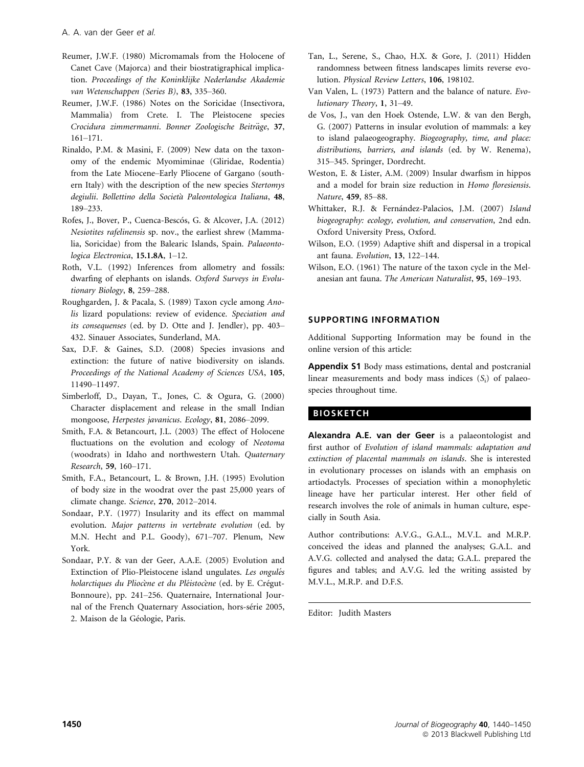Reumer, J.W.F. (1980) Micromamals from the Holocene of Canet Cave (Majorca) and their biostratigraphical implication. *Proceedings of the Koninklijke Nederlandse Akademie van Wetenschappen (Series B)*, **83**, 335–360.

Reumer, J.W.F. (1986) Notes on the Soricidae (Insectivora, Mammalia) from Crete. I. The Pleistocene species *Crocidura zimmermanni*. *Bonner Zoologische Beiträge*, **37**, 161–171.

Rinaldo, P.M. & Masini, F. (2009) New data on the taxonomy of the endemic Myomiminae (Gliridae, Rodentia) from the Late Miocene–Early Pliocene of Gargano (southern Italy) with the description of the new species *Stertomys degiulii*. *Bollettino della Società Paleontologica Italiana*, **48**, 189–233.

Rofes, J., Bover, P., Cuenca-Bescós, G. & Alcover, J.A. (2012) *Nesiotites rafelinensis* sp. nov., the earliest shrew (Mammalia, Soricidae) from the Balearic Islands, Spain. *Palaeontologica Electronica*, **15.1.8A**, 1–12.

Roth, V.L. (1992) Inferences from allometry and fossils: dwarfing of elephants on islands. *Oxford Surveys in Evolutionary Biology*, **8**, 259–288.

Roughgarden, J. & Pacala, S. (1989) Taxon cycle among *Anolis* lizard populations: review of evidence. *Speciation and its consequenses* (ed. by D. Otte and J. Jendler), pp. 403–432. Sinauer Associates, Sunderland, MA.

Sax, D.F. & Gaines, S.D. (2008) Species invasions and extinction: the future of native biodiversity on islands. *Proceedings of the National Academy of Sciences USA*, **105**, 11490–11497.

Simberloff, D., Dayan, T., Jones, C. & Ogura, G. (2000) Character displacement and release in the small Indian mongoose, *Herpestes javanicus*. *Ecology*, **81**, 2086–2099.

Smith, F.A. & Betancourt, J.L. (2003) The effect of Holocene fluctuations on the evolution and ecology of *Neotoma* (woodrats) in Idaho and northwestern Utah. *Quaternary Research*, **59**, 160–171.

Smith, F.A., Betancourt, L. & Brown, J.H. (1995) Evolution of body size in the woodrat over the past 25,000 years of climate change. *Science*, **270**, 2012–2014.

Sondaar, P.Y. (1977) Insularity and its effect on mammal evolution. *Major patterns in vertebrate evolution* (ed. by M.N. Hecht and P.L. Goody), 671–707. Plenum, New York.

Sondaar, P.Y. & van der Geer, A.A.E. (2005) Evolution and Extinction of Plio-Pleistocene island ungulates. *Les ongulés holarctiques du Pliocène et du Pléistocène* (ed. by E. Crégut-Bonnoure), pp. 241–256. Quaternaire, International Journal of the French Quaternary Association, hors-série 2005, 2. Maison de la Géologie, Paris.

Tan, L., Serene, S., Chao, H.X. & Gore, J. (2011) Hidden randomness between fitness landscapes limits reverse evolution. *Physical Review Letters*, **106**, 198102.

Van Valen, L. (1973) Pattern and the balance of nature. *Evolutionary Theory*, **1**, 31–49.

de Vos, J., van den Hoek Ostende, L.W. & van den Bergh, G. (2007) Patterns in insular evolution of mammals: a key to island palaeogeography. *Biogeography, time, and place: distributions, barriers, and islands* (ed. by W. Renema), 315–345. Springer, Dordrecht.

Weston, E. & Lister, A.M. (2009) Insular dwarfism in hippos and a model for brain size reduction in *Homo floresiensis*. *Nature*, **459**, 85–88.

Whittaker, R.J. & Fernández-Palacios, J.M. (2007) *Island biogeography: ecology, evolution, and conservation*, 2nd edn. Oxford University Press, Oxford.

Wilson, E.O. (1959) Adaptive shift and dispersal in a tropical ant fauna. *Evolution*, **13**, 122–144.

Wilson, E.O. (1961) The nature of the taxon cycle in the Melanesian ant fauna. *The American Naturalist*, **95**, 169–193.

## SUPPORTING INFORMATION

Additional Supporting Information may be found in the online version of this article:

**Appendix S1** Body mass estimations, dental and postcranial linear measurements and body mass indices ($S_i$) of palaeospecies throughout time.

## BIOSKETCH

**Alexandra A.E. van der Geer** is a palaeontologist and first author of *Evolution of island mammals: adaptation and extinction of placental mammals on islands*. She is interested in evolutionary processes on islands with an emphasis on artiodactyls. Processes of speciation within a monophyletic lineage have her particular interest. Her other field of research involves the role of animals in human culture, especially in South Asia.

Author contributions: A.V.G., G.A.L., M.V.L. and M.R.P. conceived the ideas and planned the analyses; G.A.L. and A.V.G. collected and analysed the data; G.A.L. prepared the figures and tables; and A.V.G. led the writing assisted by M.V.L., M.R.P. and D.F.S.

Editor: Judith Masters